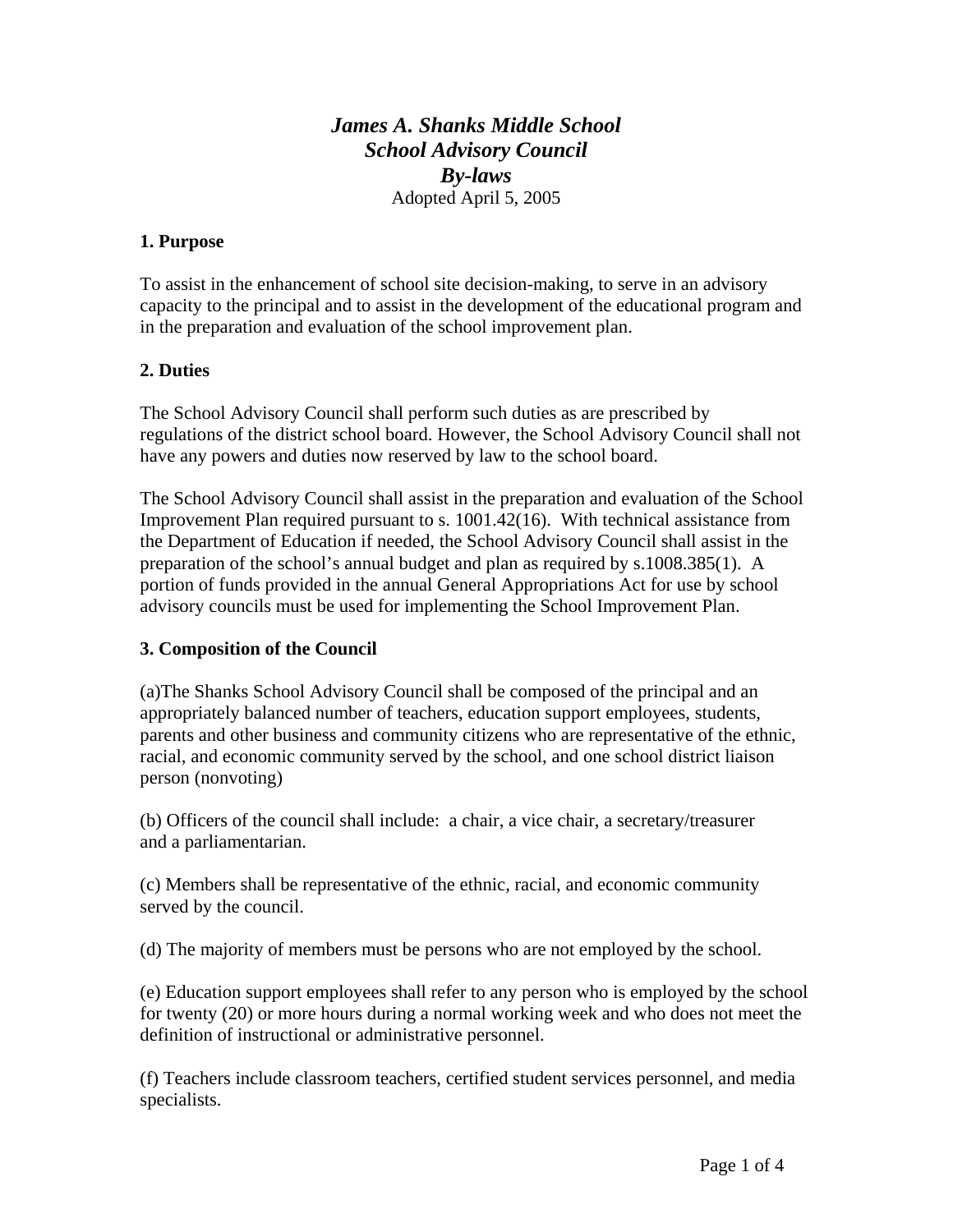# *James A. Shanks Middle School*
# *School Advisory Council*
# *By-laws*

Adopted April 5, 2005

## 1. Purpose

To assist in the enhancement of school site decision-making, to serve in an advisory capacity to the principal and to assist in the development of the educational program and in the preparation and evaluation of the school improvement plan.

## 2. Duties

The School Advisory Council shall perform such duties as are prescribed by regulations of the district school board. However, the School Advisory Council shall not have any powers and duties now reserved by law to the school board.

The School Advisory Council shall assist in the preparation and evaluation of the School Improvement Plan required pursuant to s. 1001.42(16). With technical assistance from the Department of Education if needed, the School Advisory Council shall assist in the preparation of the school's annual budget and plan as required by s.1008.385(1). A portion of funds provided in the annual General Appropriations Act for use by school advisory councils must be used for implementing the School Improvement Plan.

## 3. Composition of the Council

(a)The Shanks School Advisory Council shall be composed of the principal and an appropriately balanced number of teachers, education support employees, students, parents and other business and community citizens who are representative of the ethnic, racial, and economic community served by the school, and one school district liaison person (nonvoting)

(b) Officers of the council shall include: a chair, a vice chair, a secretary/treasurer and a parliamentarian.

(c) Members shall be representative of the ethnic, racial, and economic community served by the council.

(d) The majority of members must be persons who are not employed by the school.

(e) Education support employees shall refer to any person who is employed by the school for twenty (20) or more hours during a normal working week and who does not meet the definition of instructional or administrative personnel.

(f) Teachers include classroom teachers, certified student services personnel, and media specialists.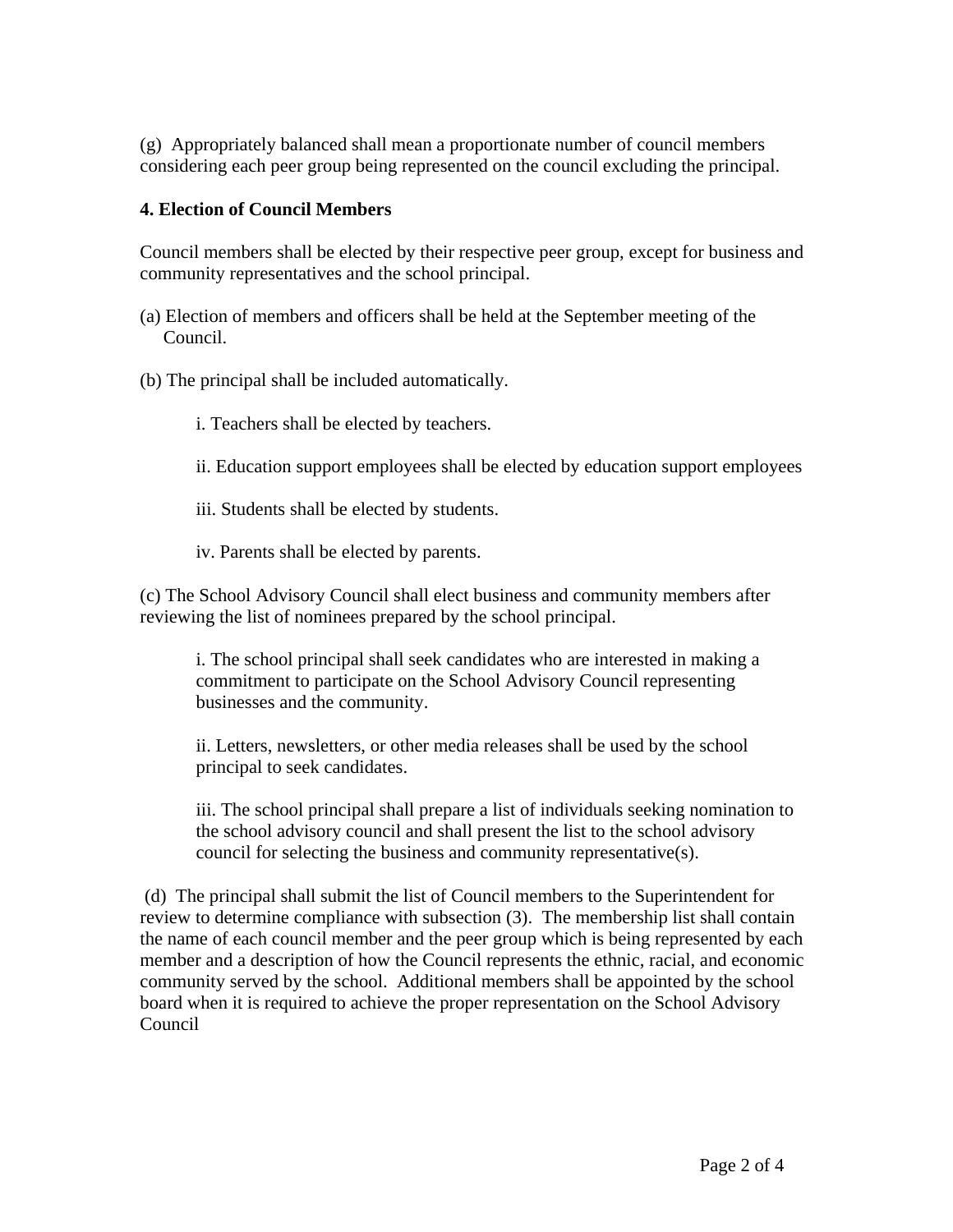(g) Appropriately balanced shall mean a proportionate number of council members considering each peer group being represented on the council excluding the principal.

**4. Election of Council Members**

Council members shall be elected by their respective peer group, except for business and community representatives and the school principal.

(a) Election of members and officers shall be held at the September meeting of the Council.

(b) The principal shall be included automatically.

i. Teachers shall be elected by teachers.

ii. Education support employees shall be elected by education support employees

iii. Students shall be elected by students.

iv. Parents shall be elected by parents.

(c) The School Advisory Council shall elect business and community members after reviewing the list of nominees prepared by the school principal.

i. The school principal shall seek candidates who are interested in making a commitment to participate on the School Advisory Council representing businesses and the community.

ii. Letters, newsletters, or other media releases shall be used by the school principal to seek candidates.

iii. The school principal shall prepare a list of individuals seeking nomination to the school advisory council and shall present the list to the school advisory council for selecting the business and community representative(s).

(d) The principal shall submit the list of Council members to the Superintendent for review to determine compliance with subsection (3). The membership list shall contain the name of each council member and the peer group which is being represented by each member and a description of how the Council represents the ethnic, racial, and economic community served by the school. Additional members shall be appointed by the school board when it is required to achieve the proper representation on the School Advisory Council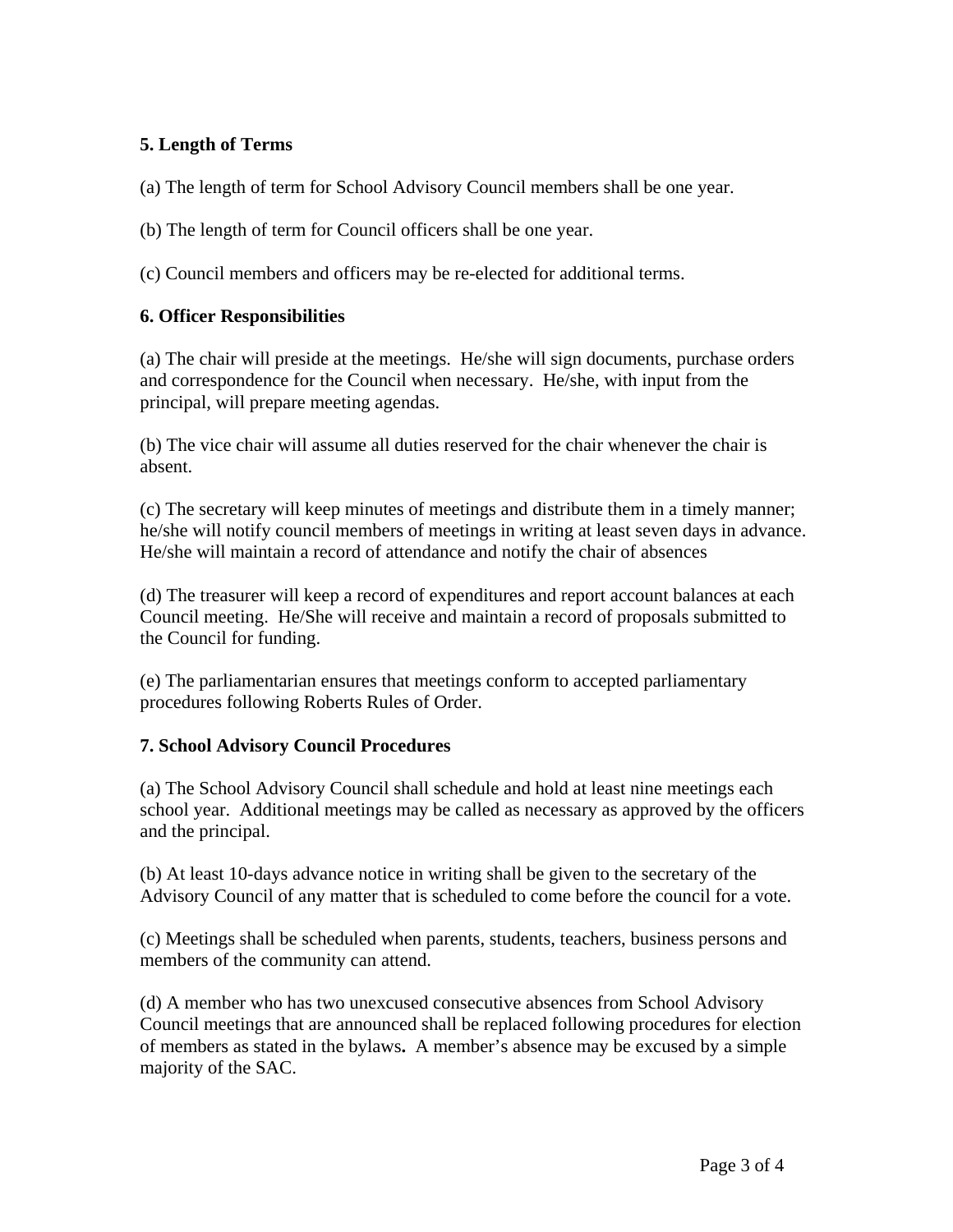**5. Length of Terms**

(a) The length of term for School Advisory Council members shall be one year.

(b) The length of term for Council officers shall be one year.

(c) Council members and officers may be re-elected for additional terms.

**6. Officer Responsibilities**

(a) The chair will preside at the meetings. He/she will sign documents, purchase orders and correspondence for the Council when necessary. He/she, with input from the principal, will prepare meeting agendas.

(b) The vice chair will assume all duties reserved for the chair whenever the chair is absent.

(c) The secretary will keep minutes of meetings and distribute them in a timely manner; he/she will notify council members of meetings in writing at least seven days in advance. He/she will maintain a record of attendance and notify the chair of absences

(d) The treasurer will keep a record of expenditures and report account balances at each Council meeting. He/She will receive and maintain a record of proposals submitted to the Council for funding.

(e) The parliamentarian ensures that meetings conform to accepted parliamentary procedures following Roberts Rules of Order.

**7. School Advisory Council Procedures**

(a) The School Advisory Council shall schedule and hold at least nine meetings each school year. Additional meetings may be called as necessary as approved by the officers and the principal.

(b) At least 10-days advance notice in writing shall be given to the secretary of the Advisory Council of any matter that is scheduled to come before the council for a vote.

(c) Meetings shall be scheduled when parents, students, teachers, business persons and members of the community can attend.

(d) A member who has two unexcused consecutive absences from School Advisory Council meetings that are announced shall be replaced following procedures for election of members as stated in the bylaws**.** A member's absence may be excused by a simple majority of the SAC.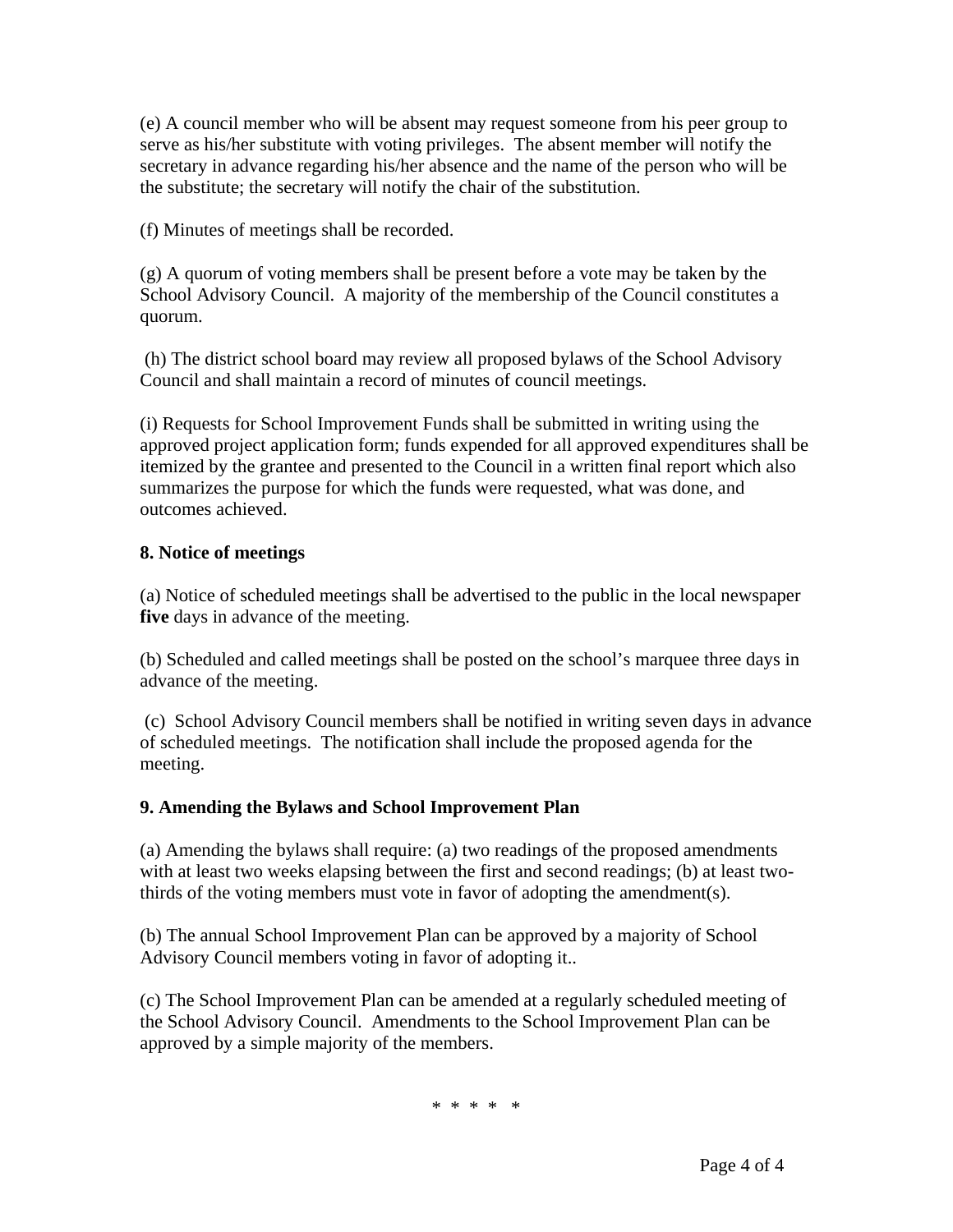(e) A council member who will be absent may request someone from his peer group to serve as his/her substitute with voting privileges. The absent member will notify the secretary in advance regarding his/her absence and the name of the person who will be the substitute; the secretary will notify the chair of the substitution.

(f) Minutes of meetings shall be recorded.

(g) A quorum of voting members shall be present before a vote may be taken by the School Advisory Council. A majority of the membership of the Council constitutes a quorum.

(h) The district school board may review all proposed bylaws of the School Advisory Council and shall maintain a record of minutes of council meetings.

(i) Requests for School Improvement Funds shall be submitted in writing using the approved project application form; funds expended for all approved expenditures shall be itemized by the grantee and presented to the Council in a written final report which also summarizes the purpose for which the funds were requested, what was done, and outcomes achieved.

**8. Notice of meetings**

(a) Notice of scheduled meetings shall be advertised to the public in the local newspaper **five** days in advance of the meeting.

(b) Scheduled and called meetings shall be posted on the school's marquee three days in advance of the meeting.

(c) School Advisory Council members shall be notified in writing seven days in advance of scheduled meetings. The notification shall include the proposed agenda for the meeting.

**9. Amending the Bylaws and School Improvement Plan**

(a) Amending the bylaws shall require: (a) two readings of the proposed amendments with at least two weeks elapsing between the first and second readings; (b) at least two-thirds of the voting members must vote in favor of adopting the amendment(s).

(b) The annual School Improvement Plan can be approved by a majority of School Advisory Council members voting in favor of adopting it..

(c) The School Improvement Plan can be amended at a regularly scheduled meeting of the School Advisory Council. Amendments to the School Improvement Plan can be approved by a simple majority of the members.

* * * * *